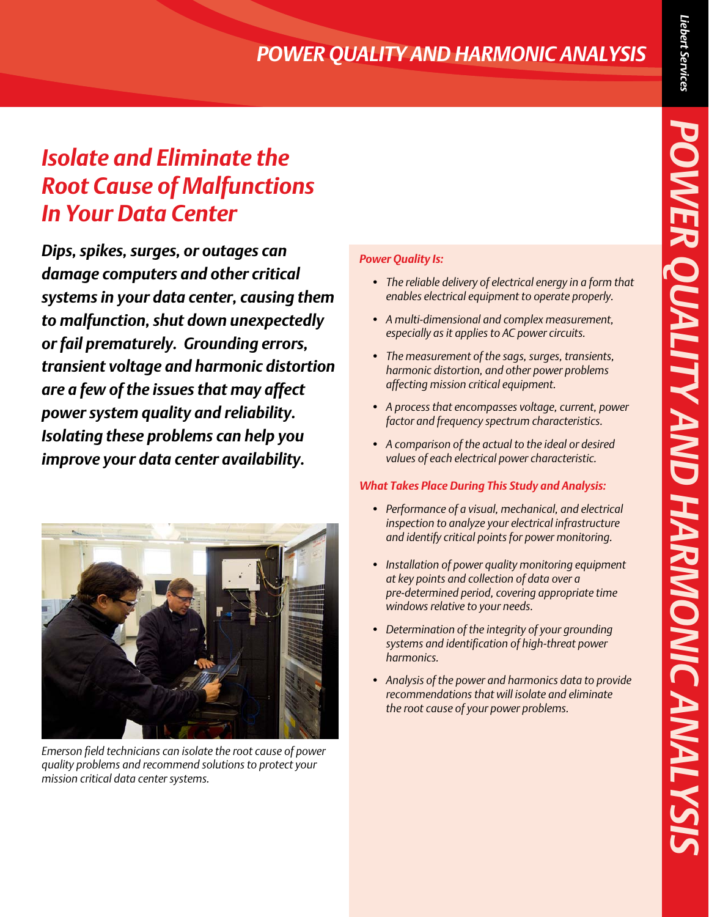# POWER QUALITY AND HARMONIC ANALYSIS

## *Isolate and Eliminate the Root Cause of Malfunctions In Your Data Center*

***Dips, spikes, surges, or outages can damage computers and other critical systems in your data center, causing them to malfunction, shut down unexpectedly or fail prematurely. Grounding errors, transient voltage and harmonic distortion are a few of the issues that may affect power system quality and reliability. Isolating these problems can help you improve your data center availability.***

*Emerson field technicians can isolate the root cause of power quality problems and recommend solutions to protect your mission critical data center systems.*

### *Power Quality Is:*

- *The reliable delivery of electrical energy in a form that enables electrical equipment to operate properly.*
- *A multi-dimensional and complex measurement, especially as it applies to AC power circuits.*
- *The measurement of the sags, surges, transients, harmonic distortion, and other power problems affecting mission critical equipment.*
- *A process that encompasses voltage, current, power factor and frequency spectrum characteristics.*
- *A comparison of the actual to the ideal or desired values of each electrical power characteristic.*

### *What Takes Place During This Study and Analysis:*

- *Performance of a visual, mechanical, and electrical inspection to analyze your electrical infrastructure and identify critical points for power monitoring.*
- *Installation of power quality monitoring equipment at key points and collection of data over a pre-determined period, covering appropriate time windows relative to your needs.*
- *Determination of the integrity of your grounding systems and identification of high-threat power harmonics.*
- *Analysis of the power and harmonics data to provide recommendations that will isolate and eliminate the root cause of your power problems.*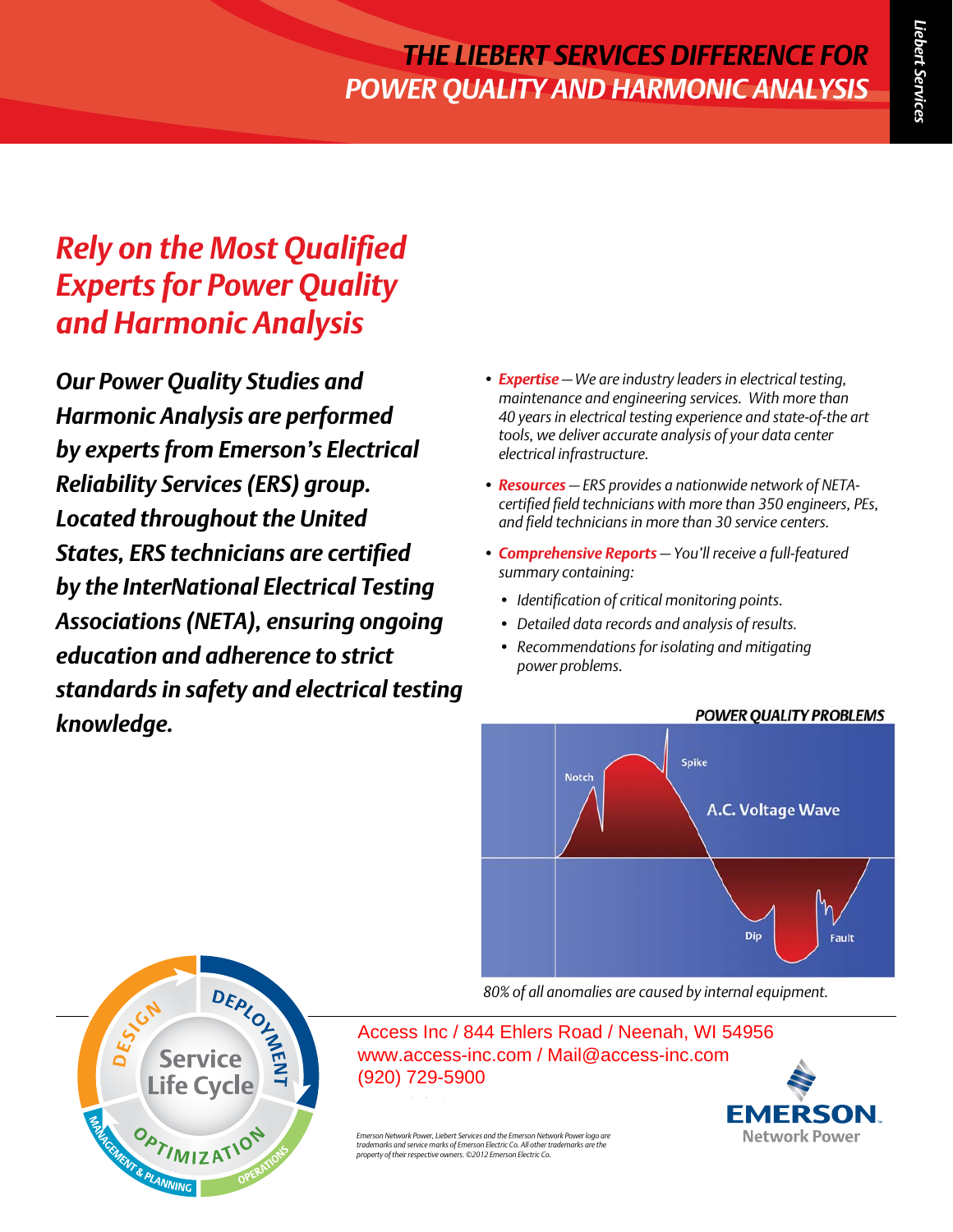# THE LIEBERT SERVICES DIFFERENCE FOR POWER QUALITY AND HARMONIC ANALYSIS

## *Rely on the Most Qualified Experts for Power Quality and Harmonic Analysis*

***Our Power Quality Studies and Harmonic Analysis are performed by experts from Emerson's Electrical Reliability Services (ERS) group. Located throughout the United States, ERS technicians are certified by the InterNational Electrical Testing Associations (NETA), ensuring ongoing education and adherence to strict standards in safety and electrical testing knowledge.***

- ***Expertise*** *— We are industry leaders in electrical testing, maintenance and engineering services. With more than 40 years in electrical testing experience and state-of-the art tools, we deliver accurate analysis of your data center electrical infrastructure.*
- ***Resources*** *— ERS provides a nationwide network of NETA-certified field technicians with more than 350 engineers, PEs, and field technicians in more than 30 service centers.*
- ***Comprehensive Reports*** *— You'll receive a full-featured summary containing:*
  - *Identification of critical monitoring points.*
  - *Detailed data records and analysis of results.*
  - *Recommendations for isolating and mitigating power problems.*

**POWER QUALITY PROBLEMS**

Notch
Spike
A.C. Voltage Wave
Dip
Fault

*80% of all anomalies are caused by internal equipment.*

Design
Deployment
Service Life Cycle
Optimization
Management & Planning
Operations

Access Inc / 844 Ehlers Road / Neenah, WI 54956
www.access-inc.com / Mail@access-inc.com
(920) 729-5900

*Emerson Network Power, Liebert Services and the Emerson Network Power logo are trademarks and service marks of Emerson Electric Co. All other trademarks are the property of their respective owners. ©2012 Emerson Electric Co.*

EMERSON. Network Power